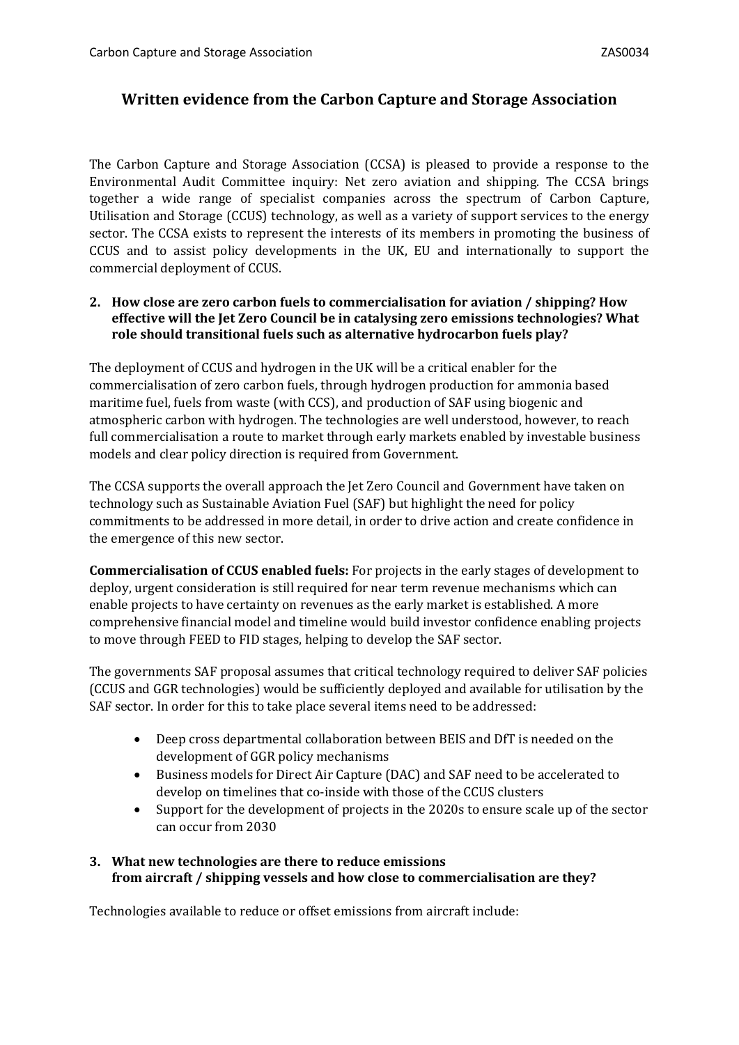# Written evidence from the Carbon Capture and Storage Association

The Carbon Capture and Storage Association (CCSA) is pleased to provide a response to the Environmental Audit Committee inquiry: Net zero aviation and shipping. The CCSA brings together a wide range of specialist companies across the spectrum of Carbon Capture, Utilisation and Storage (CCUS) technology, as well as a variety of support services to the energy sector. The CCSA exists to represent the interests of its members in promoting the business of CCUS and to assist policy developments in the UK, EU and internationally to support the commercial deployment of CCUS.

**2. How close are zero carbon fuels to commercialisation for aviation / shipping? How effective will the Jet Zero Council be in catalysing zero emissions technologies? What role should transitional fuels such as alternative hydrocarbon fuels play?**

The deployment of CCUS and hydrogen in the UK will be a critical enabler for the commercialisation of zero carbon fuels, through hydrogen production for ammonia based maritime fuel, fuels from waste (with CCS), and production of SAF using biogenic and atmospheric carbon with hydrogen. The technologies are well understood, however, to reach full commercialisation a route to market through early markets enabled by investable business models and clear policy direction is required from Government.

The CCSA supports the overall approach the Jet Zero Council and Government have taken on technology such as Sustainable Aviation Fuel (SAF) but highlight the need for policy commitments to be addressed in more detail, in order to drive action and create confidence in the emergence of this new sector.

**Commercialisation of CCUS enabled fuels:** For projects in the early stages of development to deploy, urgent consideration is still required for near term revenue mechanisms which can enable projects to have certainty on revenues as the early market is established. A more comprehensive financial model and timeline would build investor confidence enabling projects to move through FEED to FID stages, helping to develop the SAF sector.

The governments SAF proposal assumes that critical technology required to deliver SAF policies (CCUS and GGR technologies) would be sufficiently deployed and available for utilisation by the SAF sector. In order for this to take place several items need to be addressed:

- Deep cross departmental collaboration between BEIS and DfT is needed on the development of GGR policy mechanisms
- Business models for Direct Air Capture (DAC) and SAF need to be accelerated to develop on timelines that co-inside with those of the CCUS clusters
- Support for the development of projects in the 2020s to ensure scale up of the sector can occur from 2030

**3. What new technologies are there to reduce emissions from aircraft / shipping vessels and how close to commercialisation are they?**

Technologies available to reduce or offset emissions from aircraft include: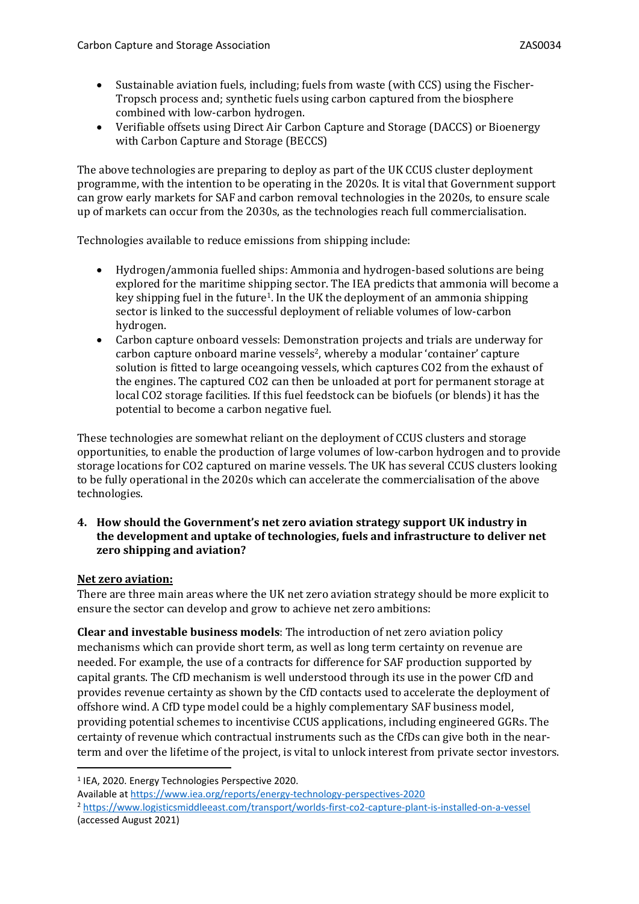- Sustainable aviation fuels, including; fuels from waste (with CCS) using the Fischer-Tropsch process and; synthetic fuels using carbon captured from the biosphere combined with low-carbon hydrogen.
- Verifiable offsets using Direct Air Carbon Capture and Storage (DACCS) or Bioenergy with Carbon Capture and Storage (BECCS)

The above technologies are preparing to deploy as part of the UK CCUS cluster deployment programme, with the intention to be operating in the 2020s. It is vital that Government support can grow early markets for SAF and carbon removal technologies in the 2020s, to ensure scale up of markets can occur from the 2030s, as the technologies reach full commercialisation.

Technologies available to reduce emissions from shipping include:

- Hydrogen/ammonia fuelled ships: Ammonia and hydrogen-based solutions are being explored for the maritime shipping sector. The IEA predicts that ammonia will become a key shipping fuel in the future[1]. In the UK the deployment of an ammonia shipping sector is linked to the successful deployment of reliable volumes of low-carbon hydrogen.
- Carbon capture onboard vessels: Demonstration projects and trials are underway for carbon capture onboard marine vessels[2], whereby a modular 'container' capture solution is fitted to large oceangoing vessels, which captures $CO_2$ from the exhaust of the engines. The captured $CO_2$ can then be unloaded at port for permanent storage at local $CO_2$ storage facilities. If this fuel feedstock can be biofuels (or blends) it has the potential to become a carbon negative fuel.

These technologies are somewhat reliant on the deployment of CCUS clusters and storage opportunities, to enable the production of large volumes of low-carbon hydrogen and to provide storage locations for $CO_2$ captured on marine vessels. The UK has several CCUS clusters looking to be fully operational in the 2020s which can accelerate the commercialisation of the above technologies.

4. **How should the Government's net zero aviation strategy support UK industry in the development and uptake of technologies, fuels and infrastructure to deliver net zero shipping and aviation?**

**Net zero aviation:**

There are three main areas where the UK net zero aviation strategy should be more explicit to ensure the sector can develop and grow to achieve net zero ambitions:

**Clear and investable business models**: The introduction of net zero aviation policy mechanisms which can provide short term, as well as long term certainty on revenue are needed. For example, the use of a contracts for difference for SAF production supported by capital grants. The CfD mechanism is well understood through its use in the power CfD and provides revenue certainty as shown by the CfD contacts used to accelerate the deployment of offshore wind. A CfD type model could be a highly complementary SAF business model, providing potential schemes to incentivise CCUS applications, including engineered GGRs. The certainty of revenue which contractual instruments such as the CfDs can give both in the near-term and over the lifetime of the project, is vital to unlock interest from private sector investors.

---

[1] IEA, 2020. Energy Technologies Perspective 2020.
Available at https://www.iea.org/reports/energy-technology-perspectives-2020

[2] https://www.logisticsmiddleeast.com/transport/worlds-first-co2-capture-plant-is-installed-on-a-vessel (accessed August 2021)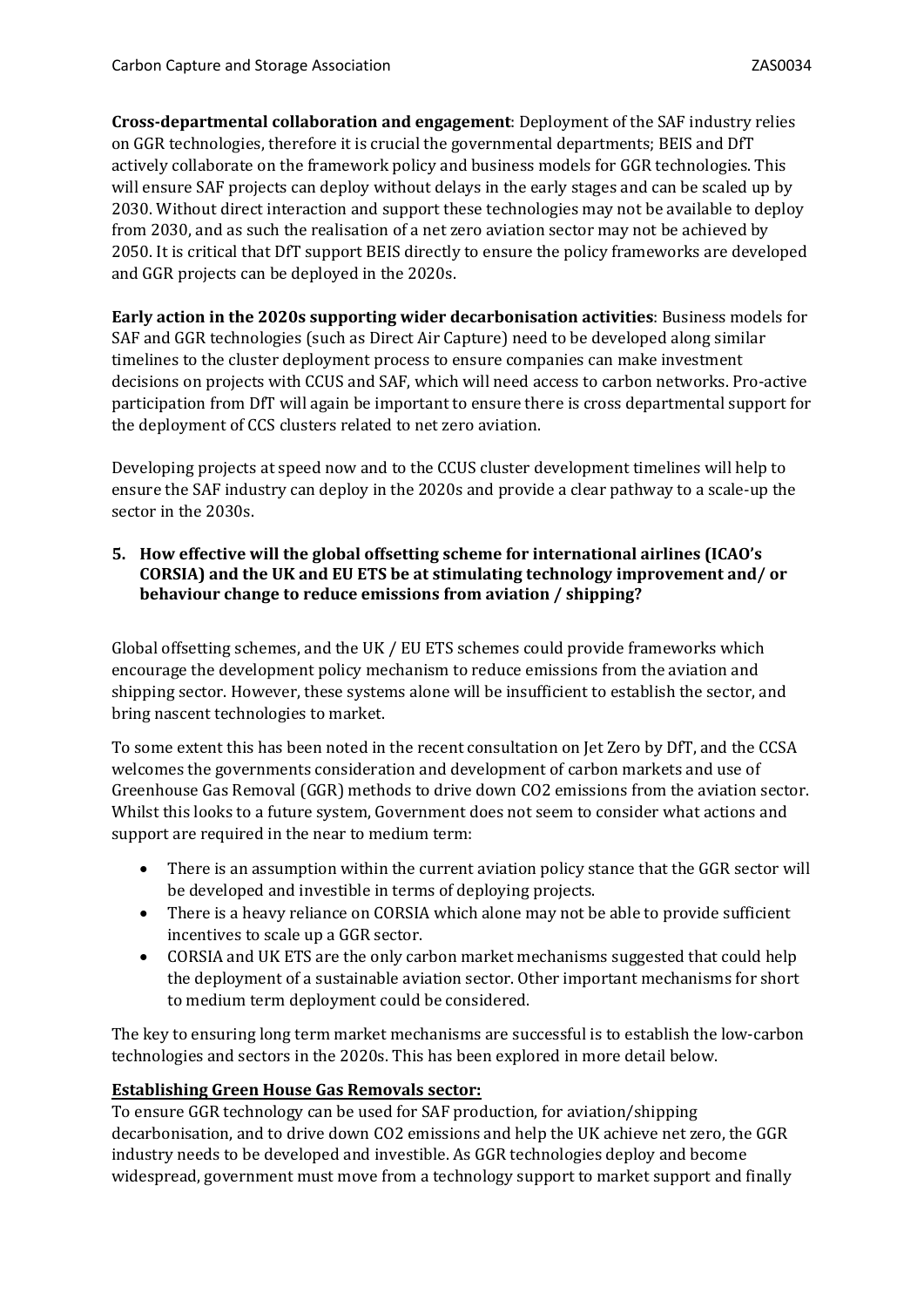**Cross-departmental collaboration and engagement**: Deployment of the SAF industry relies on GGR technologies, therefore it is crucial the governmental departments; BEIS and DfT actively collaborate on the framework policy and business models for GGR technologies. This will ensure SAF projects can deploy without delays in the early stages and can be scaled up by 2030. Without direct interaction and support these technologies may not be available to deploy from 2030, and as such the realisation of a net zero aviation sector may not be achieved by 2050. It is critical that DfT support BEIS directly to ensure the policy frameworks are developed and GGR projects can be deployed in the 2020s.

**Early action in the 2020s supporting wider decarbonisation activities**: Business models for SAF and GGR technologies (such as Direct Air Capture) need to be developed along similar timelines to the cluster deployment process to ensure companies can make investment decisions on projects with CCUS and SAF, which will need access to carbon networks. Pro-active participation from DfT will again be important to ensure there is cross departmental support for the deployment of CCS clusters related to net zero aviation.

Developing projects at speed now and to the CCUS cluster development timelines will help to ensure the SAF industry can deploy in the 2020s and provide a clear pathway to a scale-up the sector in the 2030s.

**5. How effective will the global offsetting scheme for international airlines (ICAO's CORSIA) and the UK and EU ETS be at stimulating technology improvement and/ or behaviour change to reduce emissions from aviation / shipping?**

Global offsetting schemes, and the UK / EU ETS schemes could provide frameworks which encourage the development policy mechanism to reduce emissions from the aviation and shipping sector. However, these systems alone will be insufficient to establish the sector, and bring nascent technologies to market.

To some extent this has been noted in the recent consultation on Jet Zero by DfT, and the CCSA welcomes the governments consideration and development of carbon markets and use of Greenhouse Gas Removal (GGR) methods to drive down CO2 emissions from the aviation sector. Whilst this looks to a future system, Government does not seem to consider what actions and support are required in the near to medium term:

- There is an assumption within the current aviation policy stance that the GGR sector will be developed and investible in terms of deploying projects.
- There is a heavy reliance on CORSIA which alone may not be able to provide sufficient incentives to scale up a GGR sector.
- CORSIA and UK ETS are the only carbon market mechanisms suggested that could help the deployment of a sustainable aviation sector. Other important mechanisms for short to medium term deployment could be considered.

The key to ensuring long term market mechanisms are successful is to establish the low-carbon technologies and sectors in the 2020s. This has been explored in more detail below.

**Establishing Green House Gas Removals sector:**

To ensure GGR technology can be used for SAF production, for aviation/shipping decarbonisation, and to drive down CO2 emissions and help the UK achieve net zero, the GGR industry needs to be developed and investible. As GGR technologies deploy and become widespread, government must move from a technology support to market support and finally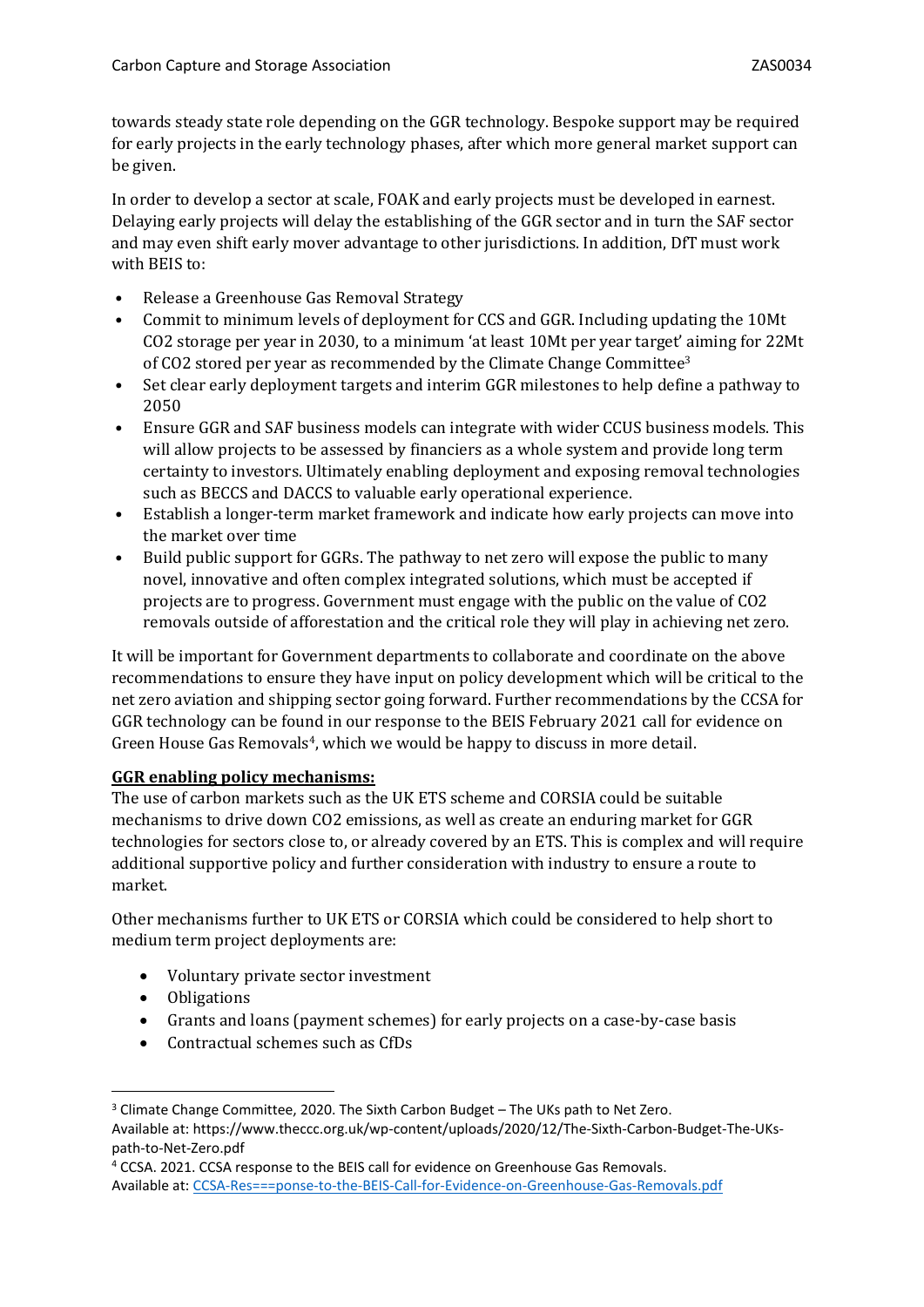towards steady state role depending on the GGR technology. Bespoke support may be required for early projects in the early technology phases, after which more general market support can be given.

In order to develop a sector at scale, FOAK and early projects must be developed in earnest. Delaying early projects will delay the establishing of the GGR sector and in turn the SAF sector and may even shift early mover advantage to other jurisdictions. In addition, DfT must work with BEIS to:

- Release a Greenhouse Gas Removal Strategy
- Commit to minimum levels of deployment for CCS and GGR. Including updating the 10Mt CO2 storage per year in 2030, to a minimum 'at least 10Mt per year target' aiming for 22Mt of CO2 stored per year as recommended by the Climate Change Committee[3]
- Set clear early deployment targets and interim GGR milestones to help define a pathway to 2050
- Ensure GGR and SAF business models can integrate with wider CCUS business models. This will allow projects to be assessed by financiers as a whole system and provide long term certainty to investors. Ultimately enabling deployment and exposing removal technologies such as BECCS and DACCS to valuable early operational experience.
- Establish a longer-term market framework and indicate how early projects can move into the market over time
- Build public support for GGRs. The pathway to net zero will expose the public to many novel, innovative and often complex integrated solutions, which must be accepted if projects are to progress. Government must engage with the public on the value of CO2 removals outside of afforestation and the critical role they will play in achieving net zero.

It will be important for Government departments to collaborate and coordinate on the above recommendations to ensure they have input on policy development which will be critical to the net zero aviation and shipping sector going forward. Further recommendations by the CCSA for GGR technology can be found in our response to the BEIS February 2021 call for evidence on Green House Gas Removals[4], which we would be happy to discuss in more detail.

**GGR enabling policy mechanisms:**

The use of carbon markets such as the UK ETS scheme and CORSIA could be suitable mechanisms to drive down CO2 emissions, as well as create an enduring market for GGR technologies for sectors close to, or already covered by an ETS. This is complex and will require additional supportive policy and further consideration with industry to ensure a route to market.

Other mechanisms further to UK ETS or CORSIA which could be considered to help short to medium term project deployments are:

- Voluntary private sector investment
- Obligations
- Grants and loans (payment schemes) for early projects on a case-by-case basis
- Contractual schemes such as CfDs

---

[3] Climate Change Committee, 2020. The Sixth Carbon Budget – The UKs path to Net Zero. Available at: https://www.theccc.org.uk/wp-content/uploads/2020/12/The-Sixth-Carbon-Budget-The-UKs-path-to-Net-Zero.pdf

[4] CCSA. 2021. CCSA response to the BEIS call for evidence on Greenhouse Gas Removals. Available at: CCSA-Res===ponse-to-the-BEIS-Call-for-Evidence-on-Greenhouse-Gas-Removals.pdf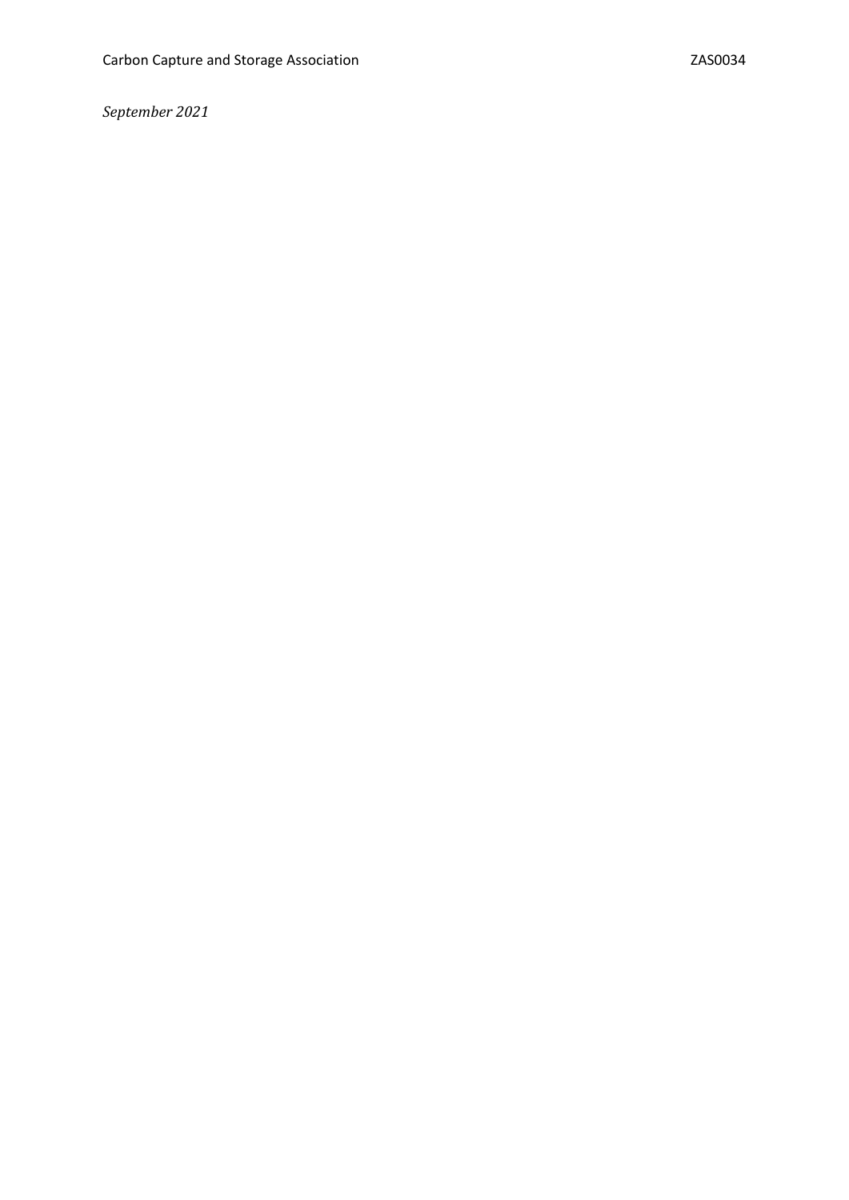*September 2021*